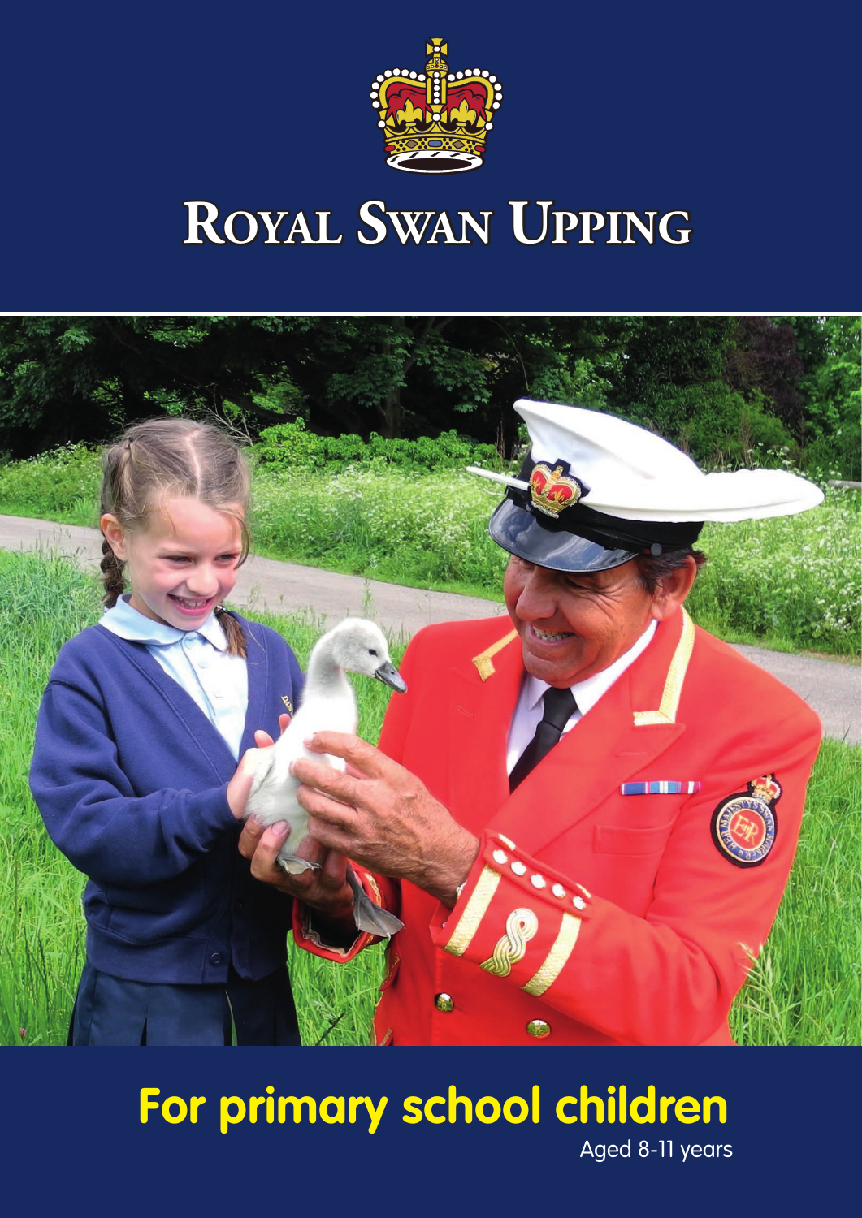# Royal Swan Upping

## For primary school children

Aged 8-11 years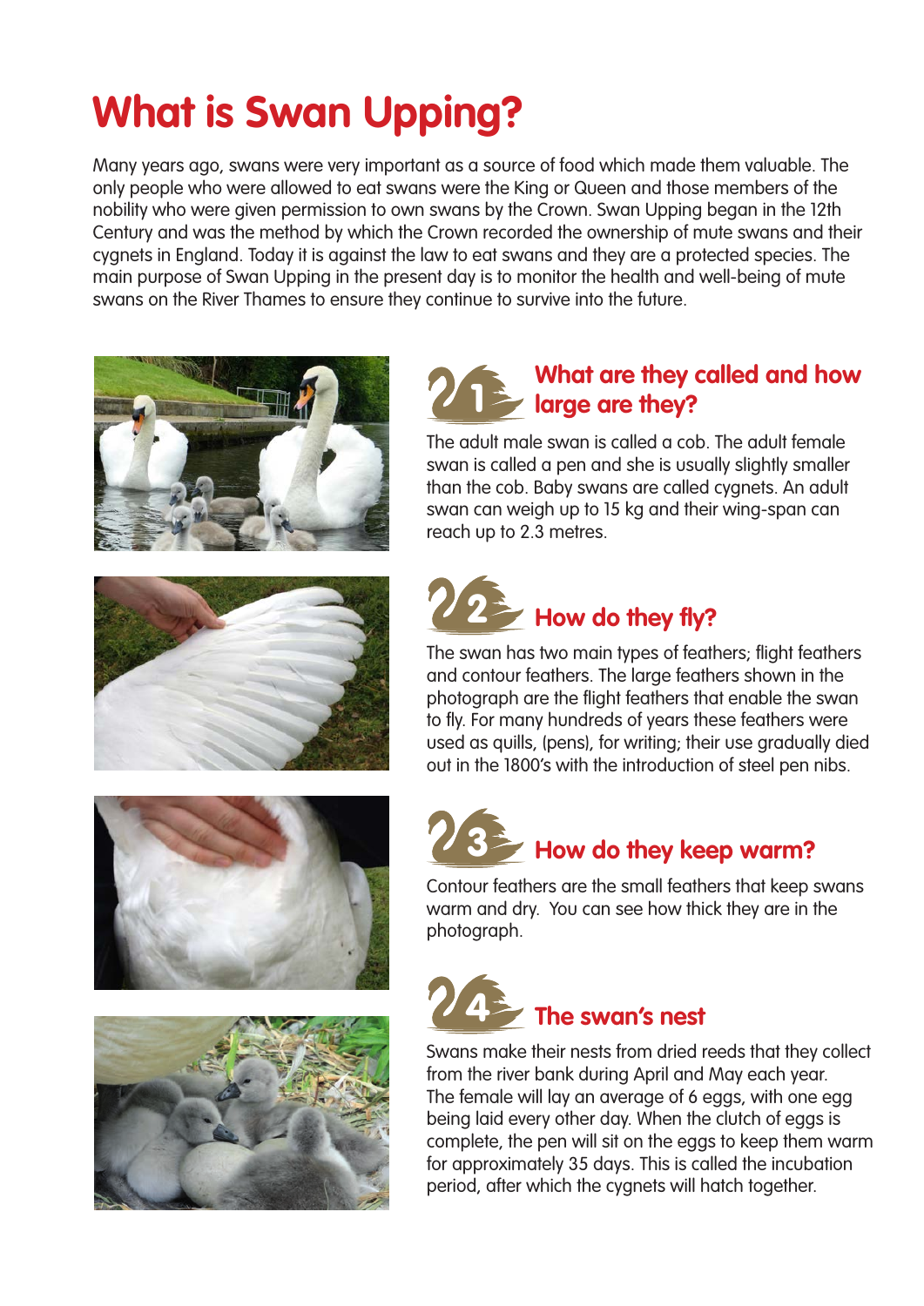# What is Swan Upping?

Many years ago, swans were very important as a source of food which made them valuable. The only people who were allowed to eat swans were the King or Queen and those members of the nobility who were given permission to own swans by the Crown. Swan Upping began in the 12th Century and was the method by which the Crown recorded the ownership of mute swans and their cygnets in England. Today it is against the law to eat swans and they are a protected species. The main purpose of Swan Upping in the present day is to monitor the health and well-being of mute swans on the River Thames to ensure they continue to survive into the future.

## 1 What are they called and how large are they?

The adult male swan is called a cob. The adult female swan is called a pen and she is usually slightly smaller than the cob. Baby swans are called cygnets. An adult swan can weigh up to 15 kg and their wing-span can reach up to 2.3 metres.

## 2 How do they fly?

The swan has two main types of feathers; flight feathers and contour feathers. The large feathers shown in the photograph are the flight feathers that enable the swan to fly. For many hundreds of years these feathers were used as quills, (pens), for writing; their use gradually died out in the 1800's with the introduction of steel pen nibs.

## 3 How do they keep warm?

Contour feathers are the small feathers that keep swans warm and dry. You can see how thick they are in the photograph.

## 4 The swan's nest

Swans make their nests from dried reeds that they collect from the river bank during April and May each year. The female will lay an average of 6 eggs, with one egg being laid every other day. When the clutch of eggs is complete, the pen will sit on the eggs to keep them warm for approximately 35 days. This is called the incubation period, after which the cygnets will hatch together.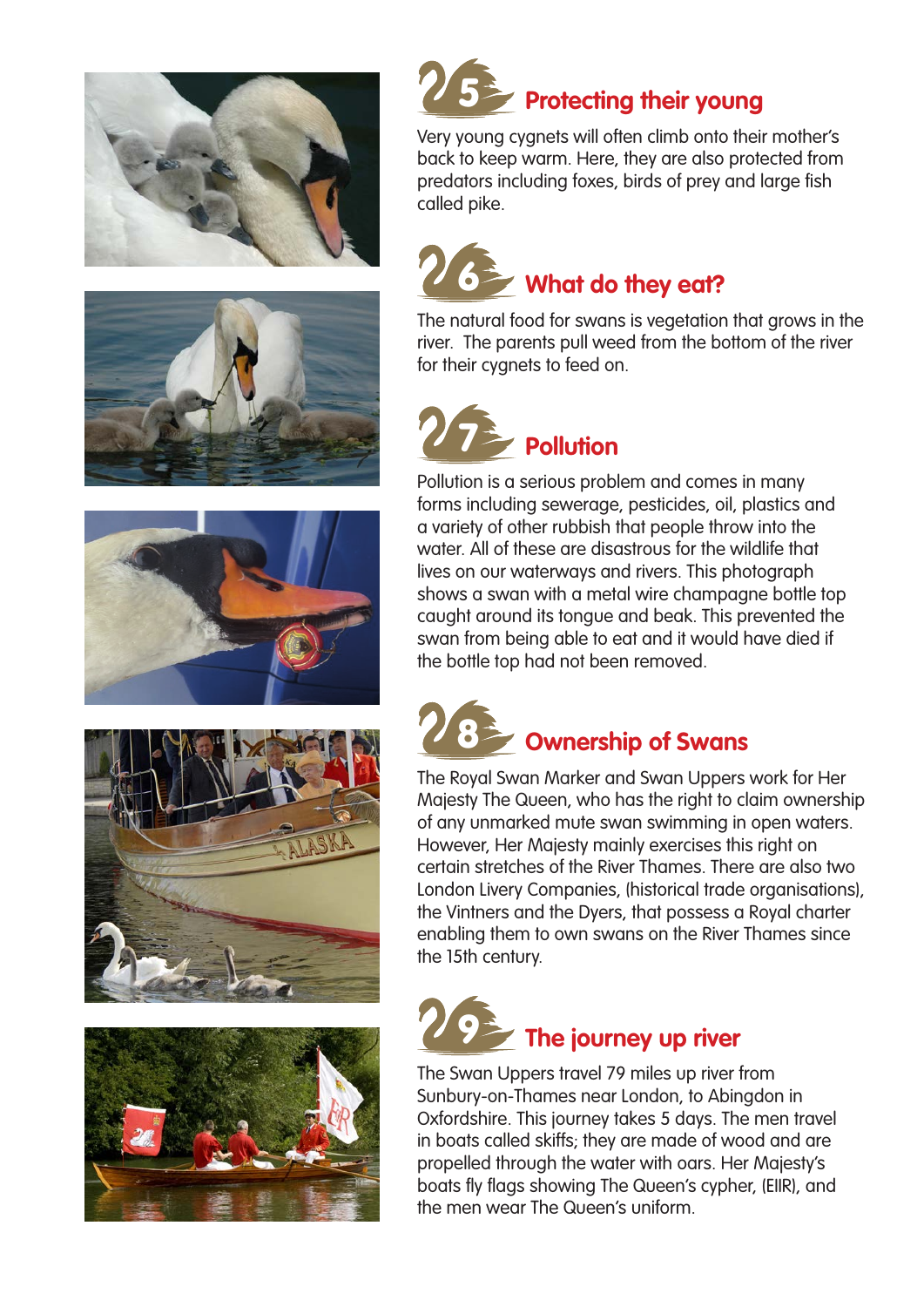## 25 Protecting their young

Very young cygnets will often climb onto their mother's back to keep warm. Here, they are also protected from predators including foxes, birds of prey and large fish called pike.

## 26 What do they eat?

The natural food for swans is vegetation that grows in the river. The parents pull weed from the bottom of the river for their cygnets to feed on.

## 27 Pollution

Pollution is a serious problem and comes in many forms including sewerage, pesticides, oil, plastics and a variety of other rubbish that people throw into the water. All of these are disastrous for the wildlife that lives on our waterways and rivers. This photograph shows a swan with a metal wire champagne bottle top caught around its tongue and beak. This prevented the swan from being able to eat and it would have died if the bottle top had not been removed.

## 28 Ownership of Swans

The Royal Swan Marker and Swan Uppers work for Her Majesty The Queen, who has the right to claim ownership of any unmarked mute swan swimming in open waters. However, Her Majesty mainly exercises this right on certain stretches of the River Thames. There are also two London Livery Companies, (historical trade organisations), the Vintners and the Dyers, that possess a Royal charter enabling them to own swans on the River Thames since the 15th century.

## 29 The journey up river

The Swan Uppers travel 79 miles up river from Sunbury-on-Thames near London, to Abingdon in Oxfordshire. This journey takes 5 days. The men travel in boats called skiffs; they are made of wood and are propelled through the water with oars. Her Majesty's boats fly flags showing The Queen's cypher, (EIIR), and the men wear The Queen's uniform.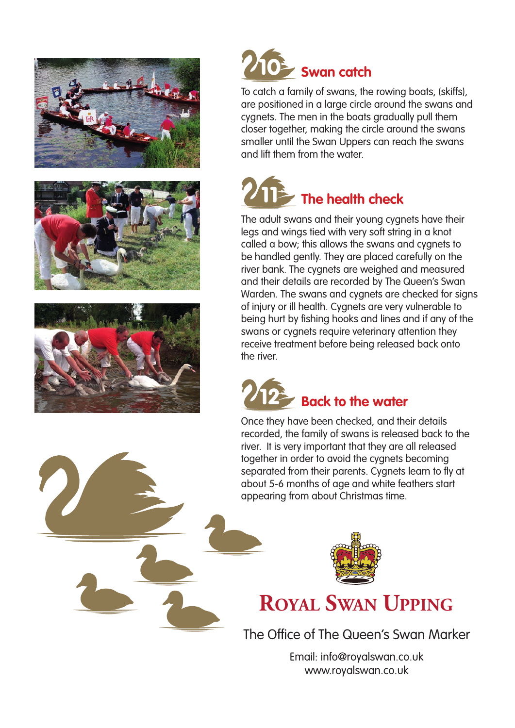## 10 Swan catch

To catch a family of swans, the rowing boats, (skiffs), are positioned in a large circle around the swans and cygnets. The men in the boats gradually pull them closer together, making the circle around the swans smaller until the Swan Uppers can reach the swans and lift them from the water.

## 11 The health check

The adult swans and their young cygnets have their legs and wings tied with very soft string in a knot called a bow; this allows the swans and cygnets to be handled gently. They are placed carefully on the river bank. The cygnets are weighed and measured and their details are recorded by The Queen's Swan Warden. The swans and cygnets are checked for signs of injury or ill health. Cygnets are very vulnerable to being hurt by fishing hooks and lines and if any of the swans or cygnets require veterinary attention they receive treatment before being released back onto the river.

## 12 Back to the water

Once they have been checked, and their details recorded, the family of swans is released back to the river. It is very important that they are all released together in order to avoid the cygnets becoming separated from their parents. Cygnets learn to fly at about 5-6 months of age and white feathers start appearing from about Christmas time.

# Royal Swan Upping

The Office of The Queen's Swan Marker

Email: info@royalswan.co.uk
www.royalswan.co.uk